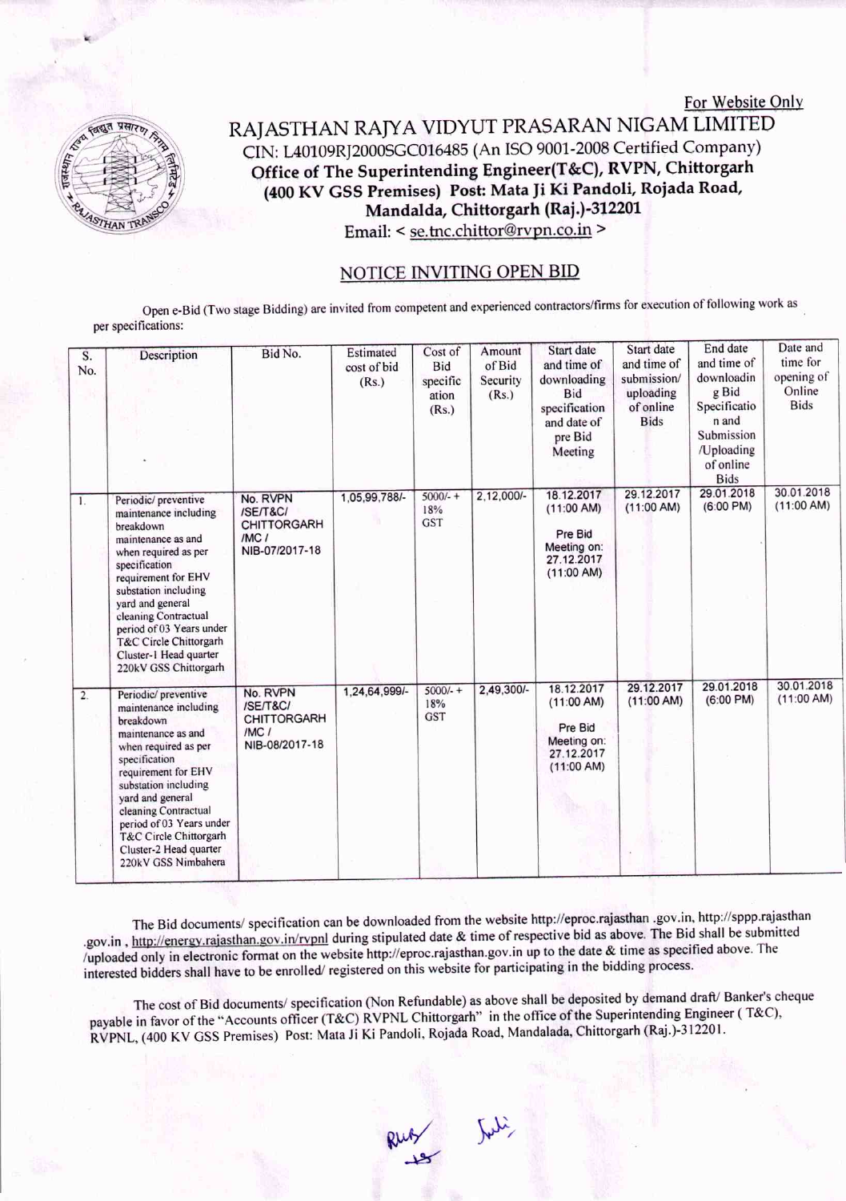For Website Only

# RAJASTHAN RAJYA VIDYUT PRASARAN NIGAM LIMITED

CIN: L40109RJ2000SGC016485 (An ISO 9001-2008 Certified Company)

**Office of The Superintending Engineer(T&C), RVPN, Chittorgarh (400 KV GSS Premises) Post: Mata Ji Ki Pandoli, Rojada Road, Mandalda, Chittorgarh (Raj.)-312201**

Email: < se.tnc.chittor@rvpn.co.in >

## NOTICE INVITING OPEN BID

Open e-Bid (Two stage Bidding) are invited from competent and experienced contractors/firms for execution of following work as per specifications:

| S. No. | Description | Bid No. | Estimated cost of bid (Rs.) | Cost of Bid specification (Rs.) | Amount of Bid Security (Rs.) | Start date and time of downloading Bid specification and date of pre Bid Meeting | Start date and time of submission/ uploading of online Bids | End date and time of downloading Bid Specification and Submission /Uploading of online Bids | Date and time for opening of Online Bids |
|---|---|---|---|---|---|---|---|---|---|
| 1. | Periodic/ preventive maintenance including breakdown maintenance as and when required as per specification requirement for EHV substation including yard and general cleaning Contractual period of 03 Years under T&C Circle Chittorgarh Cluster-1 Head quarter 220kV GSS Chittorgarh | No. RVPN /SE/T&C/ CHITTORGARH /MC / NIB-07/2017-18 | 1,05,99,788/- | 5000/- + 18% GST | 2,12,000/- | 18.12.2017 (11:00 AM) Pre Bid Meeting on: 27.12.2017 (11:00 AM) | 29.12.2017 (11:00 AM) | 29.01.2018 (6:00 PM) | 30.01.2018 (11:00 AM) |
| 2. | Periodic/ preventive maintenance including breakdown maintenance as and when required as per specification requirement for EHV substation including yard and general cleaning Contractual period of 03 Years under T&C Circle Chittorgarh Cluster-2 Head quarter 220kV GSS Nimbahera | No. RVPN /SE/T&C/ CHITTORGARH /MC / NIB-08/2017-18 | 1,24,64,999/- | 5000/- + 18% GST | 2,49,300/- | 18.12.2017 (11:00 AM) Pre Bid Meeting on: 27.12.2017 (11:00 AM) | 29.12.2017 (11:00 AM) | 29.01.2018 (6:00 PM) | 30.01.2018 (11:00 AM) |

The Bid documents/ specification can be downloaded from the website http://eproc.rajasthan .gov.in, http://sppp.rajasthan .gov.in , http://energy.rajasthan.gov.in/rvpnl during stipulated date & time of respective bid as above. The Bid shall be submitted /uploaded only in electronic format on the website http://eproc.rajasthan.gov.in up to the date & time as specified above. The interested bidders shall have to be enrolled/ registered on this website for participating in the bidding process.

The cost of Bid documents/ specification (Non Refundable) as above shall be deposited by demand draft/ Banker's cheque payable in favor of the "Accounts officer (T&C) RVPNL Chittorgarh" in the office of the Superintending Engineer ( T&C), RVPNL, (400 KV GSS Premises) Post: Mata Ji Ki Pandoli, Rojada Road, Mandalada, Chittorgarh (Raj.)-312201.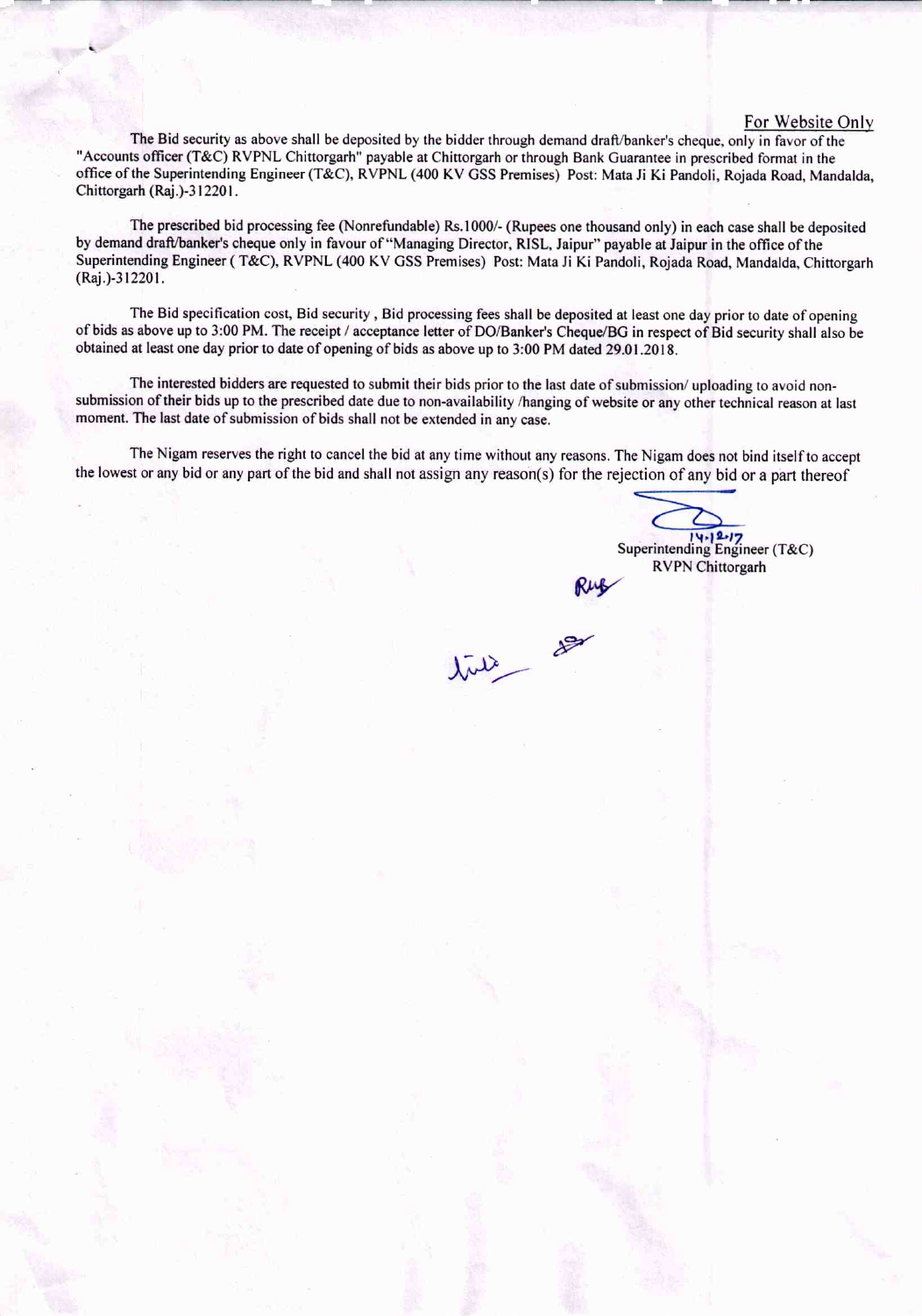For Website Only

The Bid security as above shall be deposited by the bidder through demand draft/banker's cheque, only in favor of the "Accounts officer (T&C) RVPNL Chittorgarh" payable at Chittorgarh or through Bank Guarantee in prescribed format in the office of the Superintending Engineer (T&C), RVPNL (400 KV GSS Premises) Post: Mata Ji Ki Pandoli, Rojada Road, Mandalda, Chittorgarh (Raj.)-312201.

The prescribed bid processing fee (Nonrefundable) Rs.1000/- (Rupees one thousand only) in each case shall be deposited by demand draft/banker's cheque only in favour of "Managing Director, RISL, Jaipur" payable at Jaipur in the office of the Superintending Engineer ( T&C), RVPNL (400 KV GSS Premises) Post: Mata Ji Ki Pandoli, Rojada Road, Mandalda, Chittorgarh (Raj.)-312201.

The Bid specification cost, Bid security , Bid processing fees shall be deposited at least one day prior to date of opening of bids as above up to 3:00 PM. The receipt / acceptance letter of DO/Banker's Cheque/BG in respect of Bid security shall also be obtained at least one day prior to date of opening of bids as above up to 3:00 PM dated 29.01.2018.

The interested bidders are requested to submit their bids prior to the last date of submission/ uploading to avoid non-submission of their bids up to the prescribed date due to non-availability /hanging of website or any other technical reason at last moment. The last date of submission of bids shall not be extended in any case.

The Nigam reserves the right to cancel the bid at any time without any reasons. The Nigam does not bind itself to accept the lowest or any bid or any part of the bid and shall not assign any reason(s) for the rejection of any bid or a part thereof

14.12.17
Superintending Engineer (T&C)
RVPN Chittorgarh